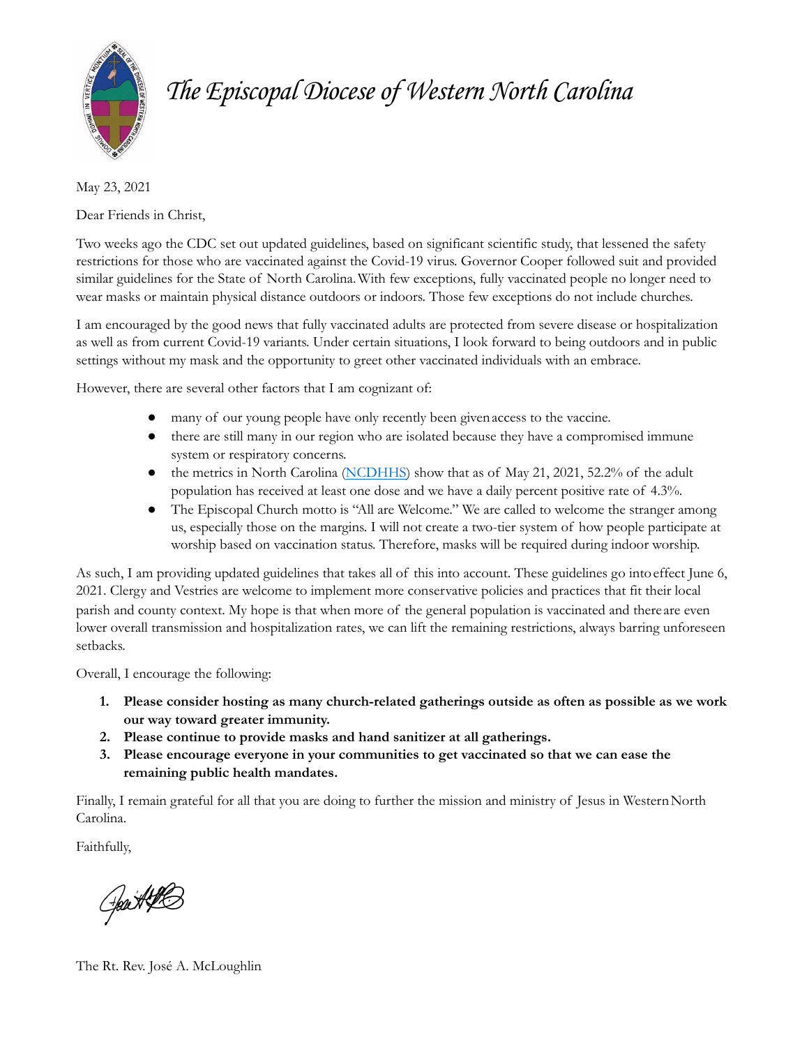# *The Episcopal Diocese of Western North Carolina*

May 23, 2021

Dear Friends in Christ,

Two weeks ago the CDC set out updated guidelines, based on significant scientific study, that lessened the safety restrictions for those who are vaccinated against the Covid-19 virus. Governor Cooper followed suit and provided similar guidelines for the State of North Carolina. With few exceptions, fully vaccinated people no longer need to wear masks or maintain physical distance outdoors or indoors. Those few exceptions do not include churches.

I am encouraged by the good news that fully vaccinated adults are protected from severe disease or hospitalization as well as from current Covid-19 variants. Under certain situations, I look forward to being outdoors and in public settings without my mask and the opportunity to greet other vaccinated individuals with an embrace.

However, there are several other factors that I am cognizant of:

- many of our young people have only recently been given access to the vaccine.
- there are still many in our region who are isolated because they have a compromised immune system or respiratory concerns.
- the metrics in North Carolina (NCDHHS) show that as of May 21, 2021, 52.2% of the adult population has received at least one dose and we have a daily percent positive rate of 4.3%.
- The Episcopal Church motto is "All are Welcome." We are called to welcome the stranger among us, especially those on the margins. I will not create a two-tier system of how people participate at worship based on vaccination status. Therefore, masks will be required during indoor worship.

As such, I am providing updated guidelines that takes all of this into account. These guidelines go into effect June 6, 2021. Clergy and Vestries are welcome to implement more conservative policies and practices that fit their local parish and county context. My hope is that when more of the general population is vaccinated and there are even lower overall transmission and hospitalization rates, we can lift the remaining restrictions, always barring unforeseen setbacks.

Overall, I encourage the following:

1. **Please consider hosting as many church-related gatherings outside as often as possible as we work our way toward greater immunity.**
2. **Please continue to provide masks and hand sanitizer at all gatherings.**
3. **Please encourage everyone in your communities to get vaccinated so that we can ease the remaining public health mandates.**

Finally, I remain grateful for all that you are doing to further the mission and ministry of Jesus in Western North Carolina.

Faithfully,

The Rt. Rev. José A. McLoughlin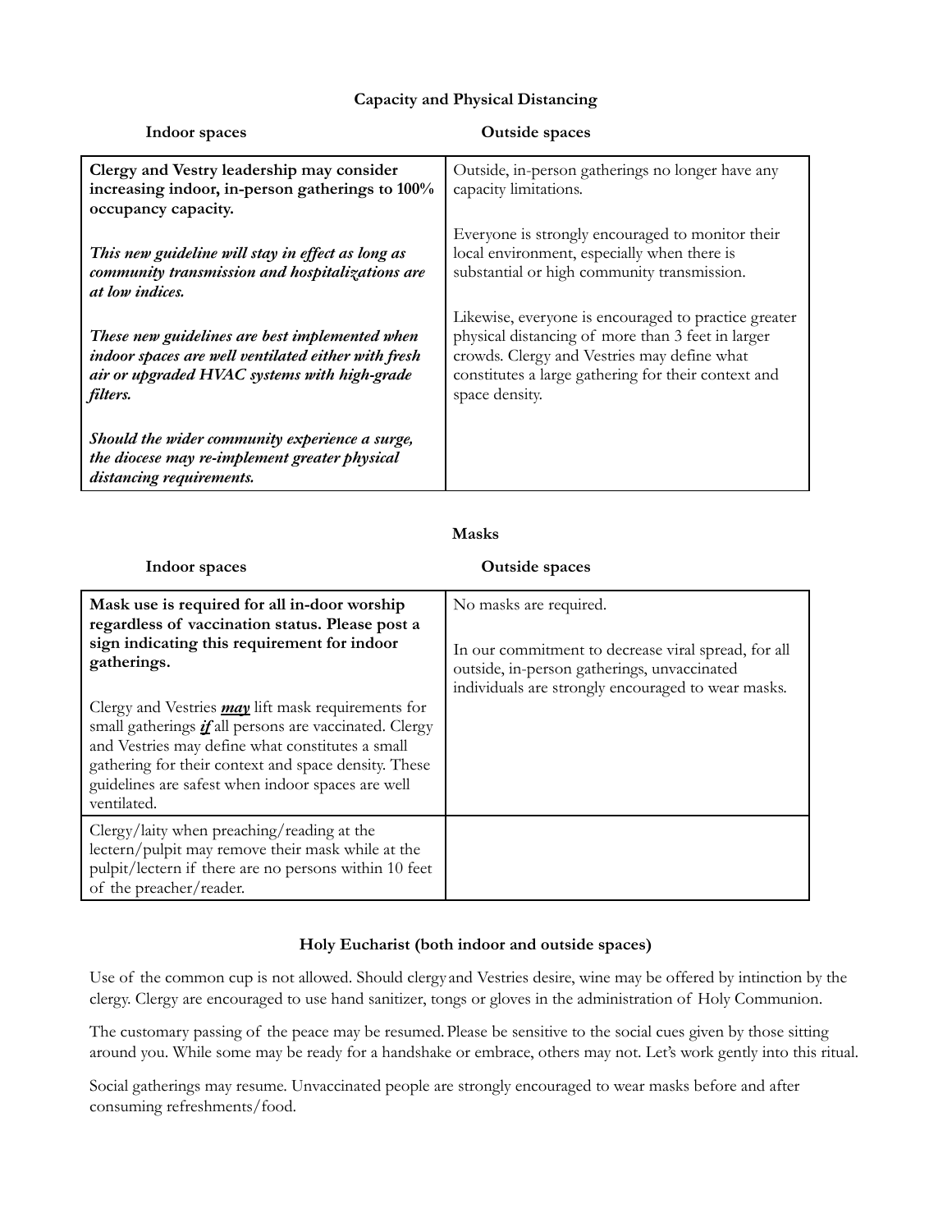## Capacity and Physical Distancing

| Indoor spaces | Outside spaces |
|---|---|
| **Clergy and Vestry leadership may consider increasing indoor, in-person gatherings to 100% occupancy capacity.**<br><br>***This new guideline will stay in effect as long as community transmission and hospitalizations are at low indices.***<br><br>***These new guidelines are best implemented when indoor spaces are well ventilated either with fresh air or upgraded HVAC systems with high-grade filters.***<br><br>***Should the wider community experience a surge, the diocese may re-implement greater physical distancing requirements.*** | Outside, in-person gatherings no longer have any capacity limitations.<br><br>Everyone is strongly encouraged to monitor their local environment, especially when there is substantial or high community transmission.<br><br>Likewise, everyone is encouraged to practice greater physical distancing of more than 3 feet in larger crowds. Clergy and Vestries may define what constitutes a large gathering for their context and space density. |

## Masks

| Indoor spaces | Outside spaces |
|---|---|
| **Mask use is required for all in-door worship regardless of vaccination status. Please post a sign indicating this requirement for indoor gatherings.**<br><br>Clergy and Vestries ***<u>may</u>*** lift mask requirements for small gatherings ***<u>if</u>*** all persons are vaccinated. Clergy and Vestries may define what constitutes a small gathering for their context and space density. These guidelines are safest when indoor spaces are well ventilated. | No masks are required.<br><br>In our commitment to decrease viral spread, for all outside, in-person gatherings, unvaccinated individuals are strongly encouraged to wear masks. |
| Clergy/laity when preaching/reading at the lectern/pulpit may remove their mask while at the pulpit/lectern if there are no persons within 10 feet of the preacher/reader. | |

## Holy Eucharist (both indoor and outside spaces)

Use of the common cup is not allowed. Should clergy and Vestries desire, wine may be offered by intinction by the clergy. Clergy are encouraged to use hand sanitizer, tongs or gloves in the administration of Holy Communion.

The customary passing of the peace may be resumed. Please be sensitive to the social cues given by those sitting around you. While some may be ready for a handshake or embrace, others may not. Let's work gently into this ritual.

Social gatherings may resume. Unvaccinated people are strongly encouraged to wear masks before and after consuming refreshments/food.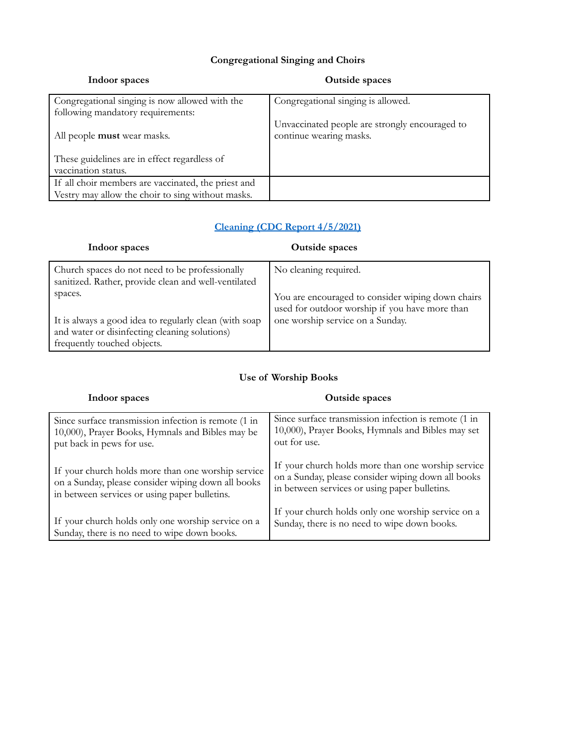## Congregational Singing and Choirs

| Indoor spaces | Outside spaces |
|---|---|
| Congregational singing is now allowed with the following mandatory requirements:<br><br>All people **must** wear masks.<br><br>These guidelines are in effect regardless of vaccination status. | Congregational singing is allowed.<br><br>Unvaccinated people are strongly encouraged to continue wearing masks. |
| If all choir members are vaccinated, the priest and Vestry may allow the choir to sing without masks. | |

## [Cleaning (CDC Report 4/5/2021)]()

| Indoor spaces | Outside spaces |
|---|---|
| Church spaces do not need to be professionally sanitized. Rather, provide clean and well-ventilated spaces.<br><br>It is always a good idea to regularly clean (with soap and water or disinfecting cleaning solutions) frequently touched objects. | No cleaning required.<br><br>You are encouraged to consider wiping down chairs used for outdoor worship if you have more than one worship service on a Sunday. |

## Use of Worship Books

| Indoor spaces | Outside spaces |
|---|---|
| Since surface transmission infection is remote (1 in 10,000), Prayer Books, Hymnals and Bibles may be put back in pews for use.<br><br>If your church holds more than one worship service on a Sunday, please consider wiping down all books in between services or using paper bulletins.<br><br>If your church holds only one worship service on a Sunday, there is no need to wipe down books. | Since surface transmission infection is remote (1 in 10,000), Prayer Books, Hymnals and Bibles may set out for use.<br><br>If your church holds more than one worship service on a Sunday, please consider wiping down all books in between services or using paper bulletins.<br><br>If your church holds only one worship service on a Sunday, there is no need to wipe down books. |